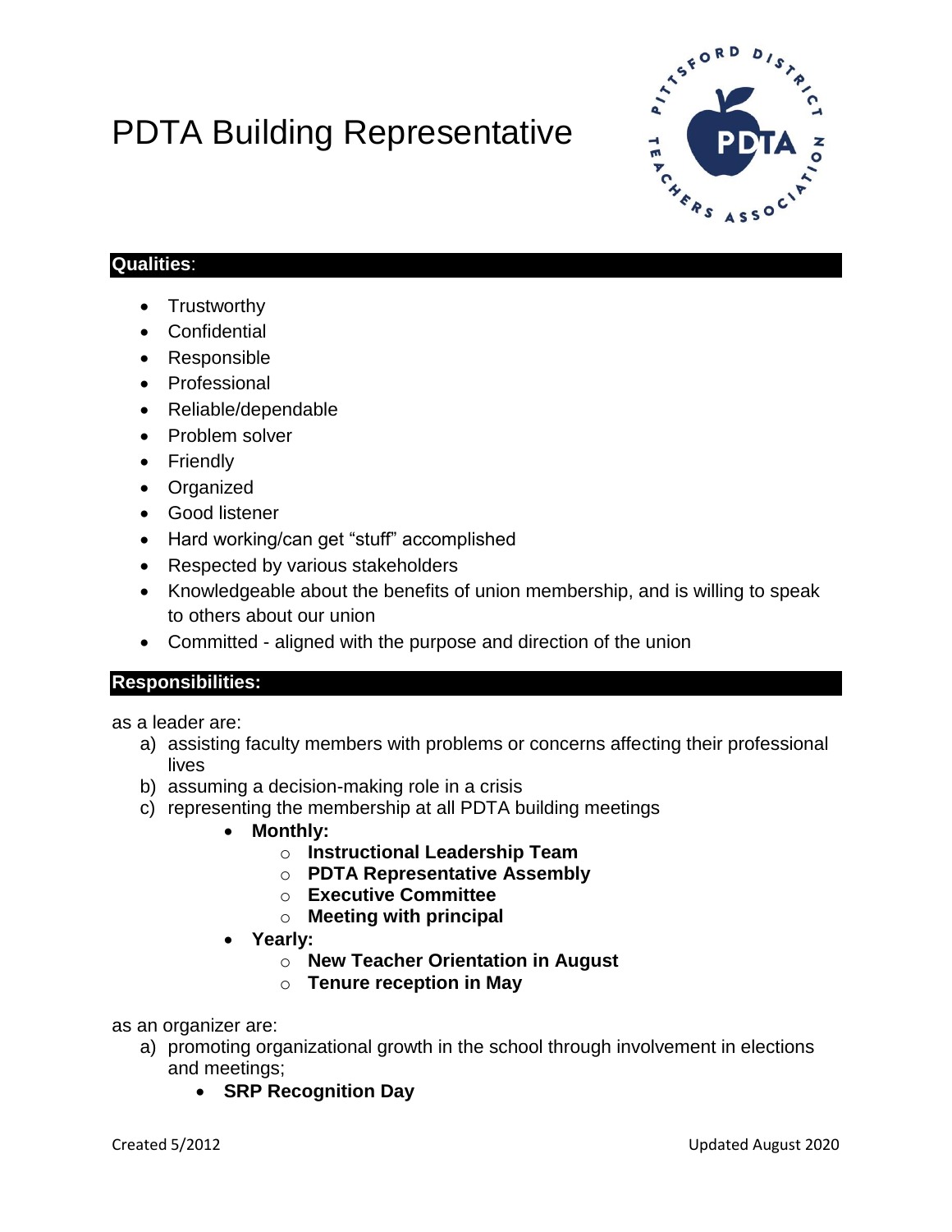# PDTA Building Representative

**Qualities**:

- Trustworthy
- Confidential
- Responsible
- Professional
- Reliable/dependable
- Problem solver
- Friendly
- Organized
- Good listener
- Hard working/can get "stuff" accomplished
- Respected by various stakeholders
- Knowledgeable about the benefits of union membership, and is willing to speak to others about our union
- Committed - aligned with the purpose and direction of the union

**Responsibilities:**

as a leader are:

a) assisting faculty members with problems or concerns affecting their professional lives
b) assuming a decision-making role in a crisis
c) representing the membership at all PDTA building meetings
    - **Monthly:**
        - **Instructional Leadership Team**
        - **PDTA Representative Assembly**
        - **Executive Committee**
        - **Meeting with principal**
    - **Yearly:**
        - **New Teacher Orientation in August**
        - **Tenure reception in May**

as an organizer are:

a) promoting organizational growth in the school through involvement in elections and meetings;
    - **SRP Recognition Day**

Created 5/2012 Updated August 2020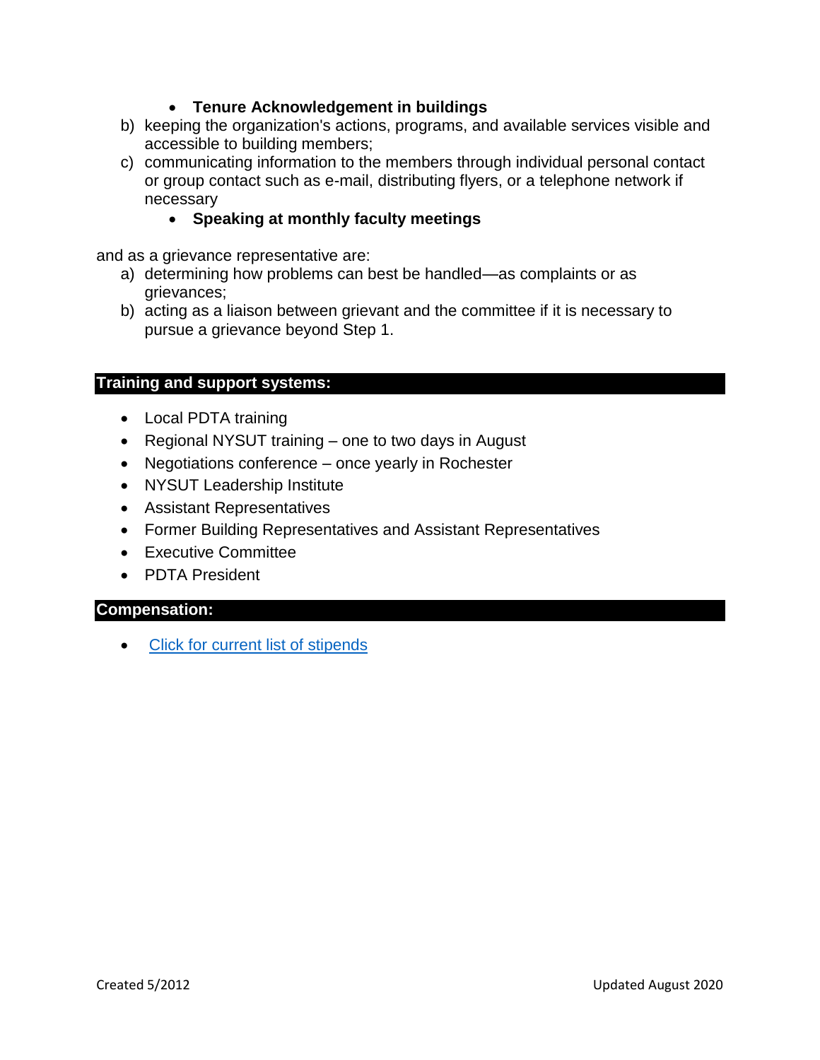- **Tenure Acknowledgement in buildings**

b) keeping the organization's actions, programs, and available services visible and accessible to building members;

c) communicating information to the members through individual personal contact or group contact such as e-mail, distributing flyers, or a telephone network if necessary

- **Speaking at monthly faculty meetings**

and as a grievance representative are:

a) determining how problems can best be handled—as complaints or as grievances;

b) acting as a liaison between grievant and the committee if it is necessary to pursue a grievance beyond Step 1.

## Training and support systems:

- Local PDTA training
- Regional NYSUT training – one to two days in August
- Negotiations conference – once yearly in Rochester
- NYSUT Leadership Institute
- Assistant Representatives
- Former Building Representatives and Assistant Representatives
- Executive Committee
- PDTA President

## Compensation:

- Click for current list of stipends

Created 5/2012

Updated August 2020